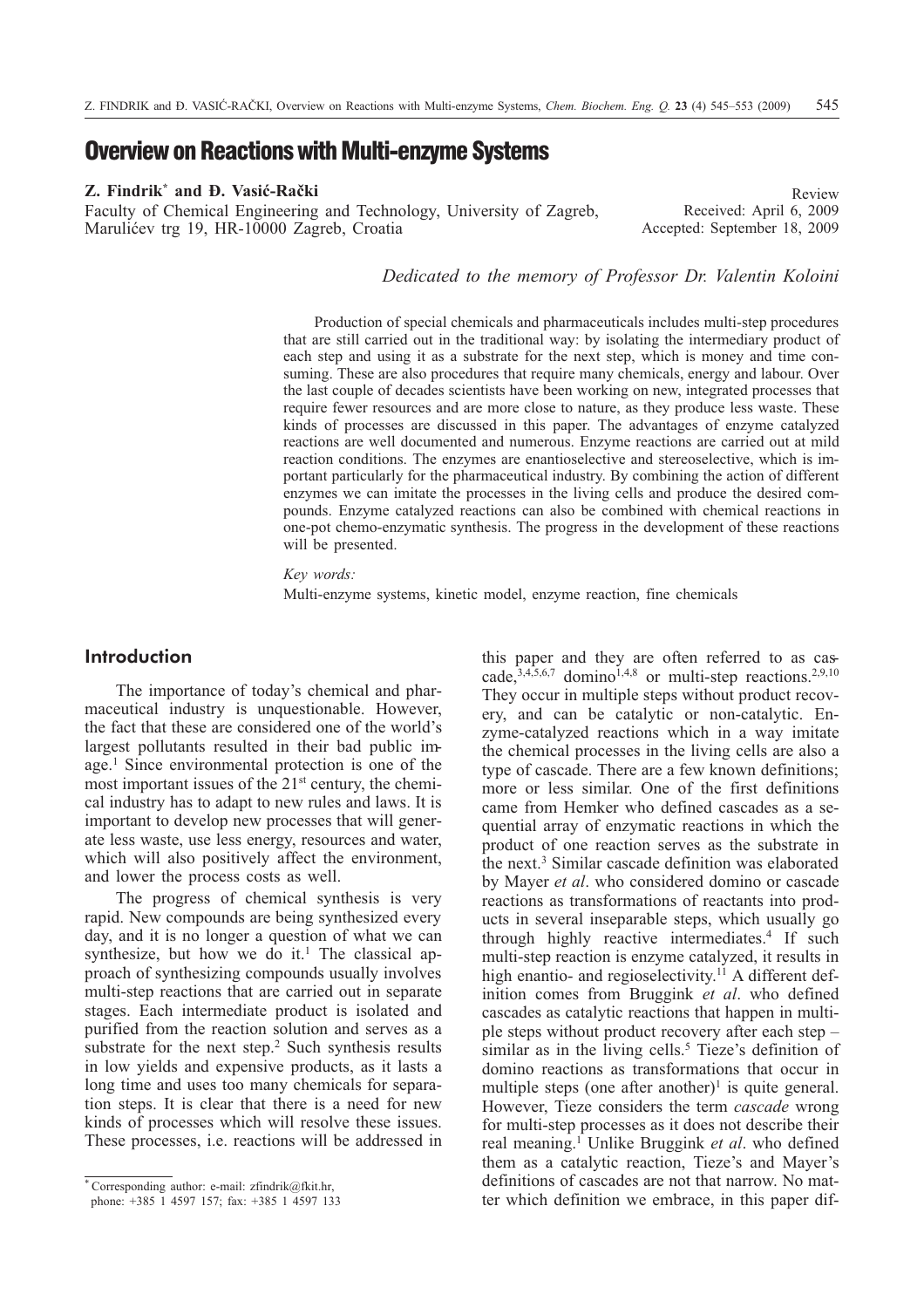# Overview on Reactions with Multi-enzyme Systems

**Z. Findrik*** **and Đ. Vasić-Rački**

Faculty of Chemical Engineering and Technology, University of Zagreb, Marulićev trg 19, HR-10000 Zagreb, Croatia

Review
Received: April 6, 2009
Accepted: September 18, 2009

*Dedicated to the memory of Professor Dr. Valentin Koloini*

Production of special chemicals and pharmaceuticals includes multi-step procedures that are still carried out in the traditional way: by isolating the intermediary product of each step and using it as a substrate for the next step, which is money and time consuming. These are also procedures that require many chemicals, energy and labour. Over the last couple of decades scientists have been working on new, integrated processes that require fewer resources and are more close to nature, as they produce less waste. These kinds of processes are discussed in this paper. The advantages of enzyme catalyzed reactions are well documented and numerous. Enzyme reactions are carried out at mild reaction conditions. The enzymes are enantioselective and stereoselective, which is important particularly for the pharmaceutical industry. By combining the action of different enzymes we can imitate the processes in the living cells and produce the desired compounds. Enzyme catalyzed reactions can also be combined with chemical reactions in one-pot chemo-enzymatic synthesis. The progress in the development of these reactions will be presented.

*Key words:*

Multi-enzyme systems, kinetic model, enzyme reaction, fine chemicals

## Introduction

The importance of today's chemical and pharmaceutical industry is unquestionable. However, the fact that these are considered one of the world's largest pollutants resulted in their bad public image.[1] Since environmental protection is one of the most important issues of the 21st century, the chemical industry has to adapt to new rules and laws. It is important to develop new processes that will generate less waste, use less energy, resources and water, which will also positively affect the environment, and lower the process costs as well.

The progress of chemical synthesis is very rapid. New compounds are being synthesized every day, and it is no longer a question of what we can synthesize, but how we do it.[1] The classical approach of synthesizing compounds usually involves multi-step reactions that are carried out in separate stages. Each intermediate product is isolated and purified from the reaction solution and serves as a substrate for the next step.[2] Such synthesis results in low yields and expensive products, as it lasts a long time and uses too many chemicals for separation steps. It is clear that there is a need for new kinds of processes which will resolve these issues. These processes, i.e. reactions will be addressed in this paper and they are often referred to as cascade,[3,4,5,6,7] domino[1,4,8] or multi-step reactions.[2,9,10] They occur in multiple steps without product recovery, and can be catalytic or non-catalytic. Enzyme-catalyzed reactions which in a way imitate the chemical processes in the living cells are also a type of cascade. There are a few known definitions; more or less similar. One of the first definitions came from Hemker who defined cascades as a sequential array of enzymatic reactions in which the product of one reaction serves as the substrate in the next.[3] Similar cascade definition was elaborated by Mayer *et al*. who considered domino or cascade reactions as transformations of reactants into products in several inseparable steps, which usually go through highly reactive intermediates.[4] If such multi-step reaction is enzyme catalyzed, it results in high enantio- and regioselectivity.[11] A different definition comes from Bruggink *et al*. who defined cascades as catalytic reactions that happen in multiple steps without product recovery after each step – similar as in the living cells.[5] Tieze's definition of domino reactions as transformations that occur in multiple steps (one after another)[1] is quite general. However, Tieze considers the term *cascade* wrong for multi-step processes as it does not describe their real meaning.[1] Unlike Bruggink *et al*. who defined them as a catalytic reaction, Tieze's and Mayer's definitions of cascades are not that narrow. No matter which definition we embrace, in this paper dif-

* Corresponding author: e-mail: zfindrik@fkit.hr, phone: +385 1 4597 157; fax: +385 1 4597 133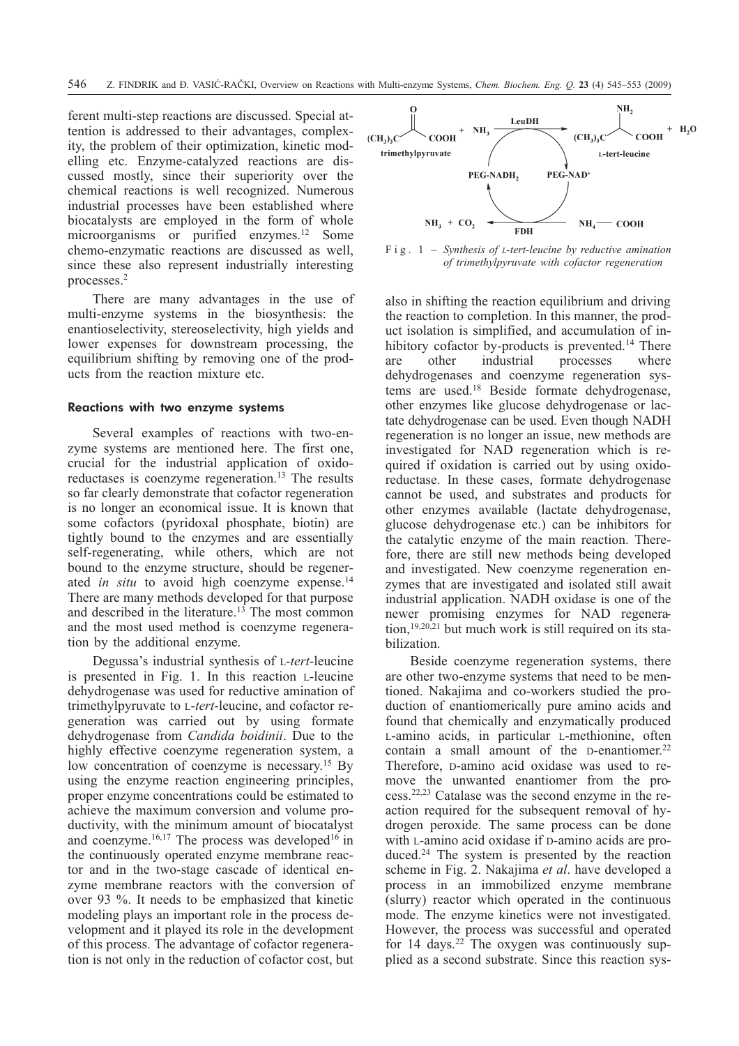ferent multi-step reactions are discussed. Special attention is addressed to their advantages, complexity, the problem of their optimization, kinetic modelling etc. Enzyme-catalyzed reactions are discussed mostly, since their superiority over the chemical reactions is well recognized. Numerous industrial processes have been established where biocatalysts are employed in the form of whole microorganisms or purified enzymes.[12] Some chemo-enzymatic reactions are discussed as well, since these also represent industrially interesting processes.[2]

There are many advantages in the use of multi-enzyme systems in the biosynthesis: the enantioselectivity, stereoselectivity, high yields and lower expenses for downstream processing, the equilibrium shifting by removing one of the products from the reaction mixture etc.

### Reactions with two enzyme systems

Several examples of reactions with two-enzyme systems are mentioned here. The first one, crucial for the industrial application of oxidoreductases is coenzyme regeneration.[13] The results so far clearly demonstrate that cofactor regeneration is no longer an economical issue. It is known that some cofactors (pyridoxal phosphate, biotin) are tightly bound to the enzymes and are essentially self-regenerating, while others, which are not bound to the enzyme structure, should be regenerated *in situ* to avoid high coenzyme expense.[14] There are many methods developed for that purpose and described in the literature.[13] The most common and the most used method is coenzyme regeneration by the additional enzyme.

Degussa's industrial synthesis of L-*tert*-leucine is presented in Fig. 1. In this reaction L-leucine dehydrogenase was used for reductive amination of trimethylpyruvate to L-*tert*-leucine, and cofactor regeneration was carried out by using formate dehydrogenase from *Candida boidinii*. Due to the highly effective coenzyme regeneration system, a low concentration of coenzyme is necessary.[15] By using the enzyme reaction engineering principles, proper enzyme concentrations could be estimated to achieve the maximum conversion and volume productivity, with the minimum amount of biocatalyst and coenzyme.[16,17] The process was developed[16] in the continuously operated enzyme membrane reactor and in the two-stage cascade of identical enzyme membrane reactors with the conversion of over 93 %. It needs to be emphasized that kinetic modeling plays an important role in the process development and it played its role in the development of this process. The advantage of cofactor regeneration is not only in the reduction of cofactor cost, but also in shifting the reaction equilibrium and driving the reaction to completion. In this manner, the product isolation is simplified, and accumulation of inhibitory cofactor by-products is prevented.[14] There are other industrial processes where dehydrogenases and coenzyme regeneration systems are used.[18] Beside formate dehydrogenase, other enzymes like glucose dehydrogenase or lactate dehydrogenase can be used. Even though NADH regeneration is no longer an issue, new methods are investigated for NAD regeneration which is required if oxidation is carried out by using oxidoreductase. In these cases, formate dehydrogenase cannot be used, and substrates and products for other enzymes available (lactate dehydrogenase, glucose dehydrogenase etc.) can be inhibitors for the catalytic enzyme of the main reaction. Therefore, there are still new methods being developed and investigated. New coenzyme regeneration enzymes that are investigated and isolated still await industrial application. NADH oxidase is one of the newer promising enzymes for NAD regeneration,[19,20,21] but much work is still required on its stabilization.

Fig. 1 – *Synthesis of* L*-tert-leucine by reductive amination of trimethylpyruvate with cofactor regeneration*

Beside coenzyme regeneration systems, there are other two-enzyme systems that need to be mentioned. Nakajima and co-workers studied the production of enantiomerically pure amino acids and found that chemically and enzymatically produced L-amino acids, in particular L-methionine, often contain a small amount of the D-enantiomer.[22] Therefore, D-amino acid oxidase was used to remove the unwanted enantiomer from the process.[22,23] Catalase was the second enzyme in the reaction required for the subsequent removal of hydrogen peroxide. The same process can be done with L-amino acid oxidase if D-amino acids are produced.[24] The system is presented by the reaction scheme in Fig. 2. Nakajima *et al*. have developed a process in an immobilized enzyme membrane (slurry) reactor which operated in the continuous mode. The enzyme kinetics were not investigated. However, the process was successful and operated for 14 days.[22] The oxygen was continuously supplied as a second substrate. Since this reaction sys-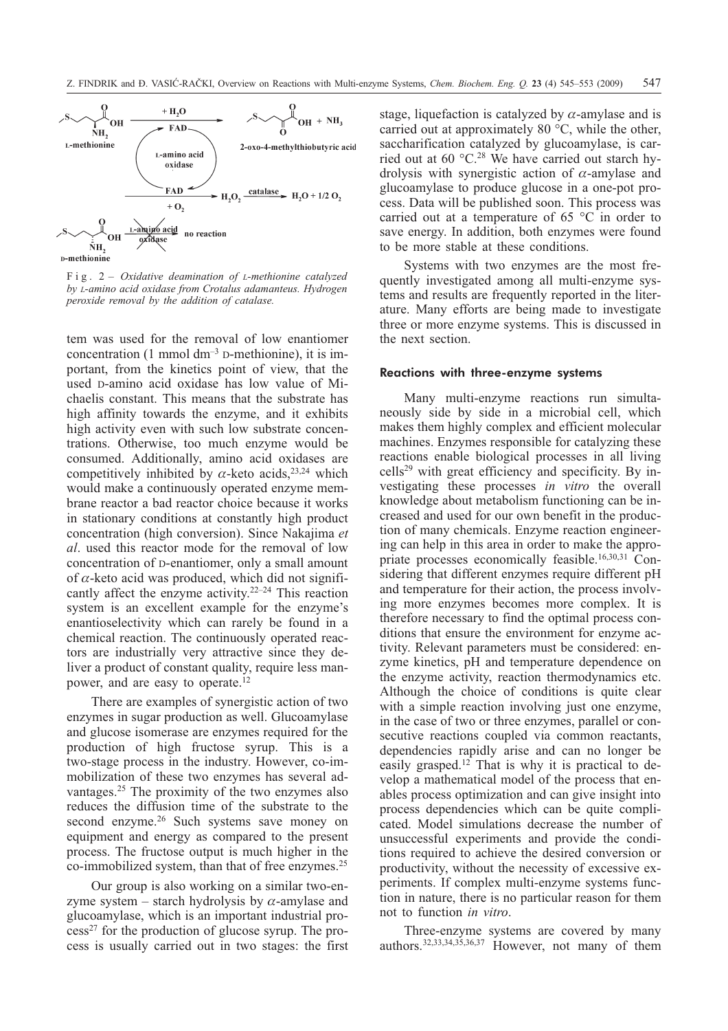Fig. 2 – *Oxidative deamination of* L*-methionine catalyzed by* L*-amino acid oxidase from Crotalus adamanteus. Hydrogen peroxide removal by the addition of catalase.*

tem was used for the removal of low enantiomer concentration (1 mmol dm$^{-3}$ D-methionine), it is important, from the kinetics point of view, that the used D-amino acid oxidase has low value of Michaelis constant. This means that the substrate has high affinity towards the enzyme, and it exhibits high activity even with such low substrate concentrations. Otherwise, too much enzyme would be consumed. Additionally, amino acid oxidases are competitively inhibited by $\alpha$-keto acids,[23,24] which would make a continuously operated enzyme membrane reactor a bad reactor choice because it works in stationary conditions at constantly high product concentration (high conversion). Since Nakajima *et al*. used this reactor mode for the removal of low concentration of D-enantiomer, only a small amount of $\alpha$-keto acid was produced, which did not significantly affect the enzyme activity.[22–24] This reaction system is an excellent example for the enzyme's enantioselectivity which can rarely be found in a chemical reaction. The continuously operated reactors are industrially very attractive since they deliver a product of constant quality, require less manpower, and are easy to operate.[12]

There are examples of synergistic action of two enzymes in sugar production as well. Glucoamylase and glucose isomerase are enzymes required for the production of high fructose syrup. This is a two-stage process in the industry. However, co-immobilization of these two enzymes has several advantages.[25] The proximity of the two enzymes also reduces the diffusion time of the substrate to the second enzyme.[26] Such systems save money on equipment and energy as compared to the present process. The fructose output is much higher in the co-immobilized system, than that of free enzymes.[25]

Our group is also working on a similar two-enzyme system – starch hydrolysis by $\alpha$-amylase and glucoamylase, which is an important industrial process[27] for the production of glucose syrup. The process is usually carried out in two stages: the first stage, liquefaction is catalyzed by $\alpha$-amylase and is carried out at approximately 80 °C, while the other, saccharification catalyzed by glucoamylase, is carried out at 60 °C.[28] We have carried out starch hydrolysis with synergistic action of $\alpha$-amylase and glucoamylase to produce glucose in a one-pot process. Data will be published soon. This process was carried out at a temperature of 65 °C in order to save energy. In addition, both enzymes were found to be more stable at these conditions.

Systems with two enzymes are the most frequently investigated among all multi-enzyme systems and results are frequently reported in the literature. Many efforts are being made to investigate three or more enzyme systems. This is discussed in the next section.

## Reactions with three-enzyme systems

Many multi-enzyme reactions run simultaneously side by side in a microbial cell, which makes them highly complex and efficient molecular machines. Enzymes responsible for catalyzing these reactions enable biological processes in all living cells[29] with great efficiency and specificity. By investigating these processes *in vitro* the overall knowledge about metabolism functioning can be increased and used for our own benefit in the production of many chemicals. Enzyme reaction engineering can help in this area in order to make the appropriate processes economically feasible.[16,30,31] Considering that different enzymes require different pH and temperature for their action, the process involving more enzymes becomes more complex. It is therefore necessary to find the optimal process conditions that ensure the environment for enzyme activity. Relevant parameters must be considered: enzyme kinetics, pH and temperature dependence on the enzyme activity, reaction thermodynamics etc. Although the choice of conditions is quite clear with a simple reaction involving just one enzyme, in the case of two or three enzymes, parallel or consecutive reactions coupled via common reactants, dependencies rapidly arise and can no longer be easily grasped.[12] That is why it is practical to develop a mathematical model of the process that enables process optimization and can give insight into process dependencies which can be quite complicated. Model simulations decrease the number of unsuccessful experiments and provide the conditions required to achieve the desired conversion or productivity, without the necessity of excessive experiments. If complex multi-enzyme systems function in nature, there is no particular reason for them not to function *in vitro*.

Three-enzyme systems are covered by many authors.[32,33,34,35,36,37] However, not many of them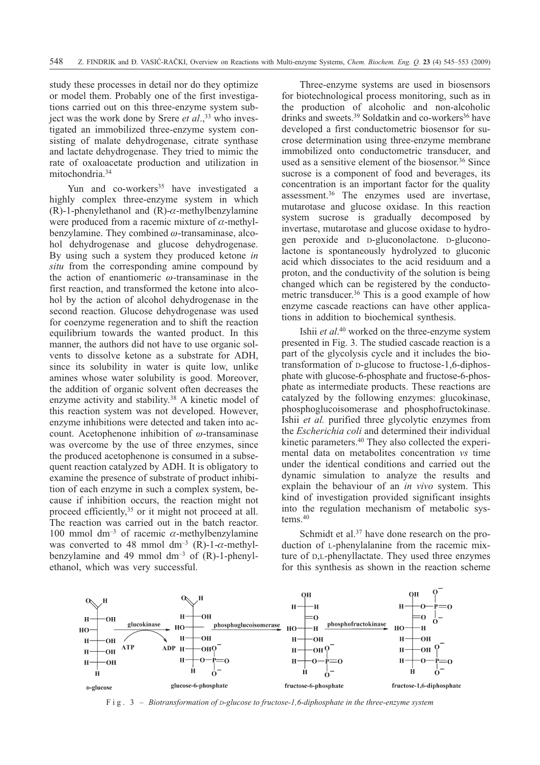study these processes in detail nor do they optimize or model them. Probably one of the first investigations carried out on this three-enzyme system subject was the work done by Srere *et al*.,[33] who investigated an immobilized three-enzyme system consisting of malate dehydrogenase, citrate synthase and lactate dehydrogenase. They tried to mimic the rate of oxaloacetate production and utilization in mitochondria.[34]

Yun and co-workers[35] have investigated a highly complex three-enzyme system in which (R)-1-phenylethanol and (R)-$\alpha$-methylbenzylamine were produced from a racemic mixture of $\alpha$-methylbenzylamine. They combined $\omega$-transaminase, alcohol dehydrogenase and glucose dehydrogenase. By using such a system they produced ketone *in situ* from the corresponding amine compound by the action of enantiomeric $\omega$-transaminase in the first reaction, and transformed the ketone into alcohol by the action of alcohol dehydrogenase in the second reaction. Glucose dehydrogenase was used for coenzyme regeneration and to shift the reaction equilibrium towards the wanted product. In this manner, the authors did not have to use organic solvents to dissolve ketone as a substrate for ADH, since its solubility in water is quite low, unlike amines whose water solubility is good. Moreover, the addition of organic solvent often decreases the enzyme activity and stability.[38] A kinetic model of this reaction system was not developed. However, enzyme inhibitions were detected and taken into account. Acetophenone inhibition of $\omega$-transaminase was overcome by the use of three enzymes, since the produced acetophenone is consumed in a subsequent reaction catalyzed by ADH. It is obligatory to examine the presence of substrate of product inhibition of each enzyme in such a complex system, because if inhibition occurs, the reaction might not proceed efficiently,[35] or it might not proceed at all. The reaction was carried out in the batch reactor. 100 mmol dm$^{-3}$ of racemic $\alpha$-methylbenzylamine was converted to 48 mmol dm$^{-3}$ (R)-1-$\alpha$-methylbenzylamine and 49 mmol dm$^{-3}$ of (R)-1-phenylethanol, which was very successful.

Three-enzyme systems are used in biosensors for biotechnological process monitoring, such as in the production of alcoholic and non-alcoholic drinks and sweets.[39] Soldatkin and co-workers[36] have developed a first conductometric biosensor for sucrose determination using three-enzyme membrane immobilized onto conductometric transducer, and used as a sensitive element of the biosensor.[36] Since sucrose is a component of food and beverages, its concentration is an important factor for the quality assessment.[36] The enzymes used are invertase, mutarotase and glucose oxidase. In this reaction system sucrose is gradually decomposed by invertase, mutarotase and glucose oxidase to hydrogen peroxide and D-gluconolactone. D-gluconolactone is spontaneously hydrolyzed to gluconic acid which dissociates to the acid residuum and a proton, and the conductivity of the solution is being changed which can be registered by the conductometric transducer.[36] This is a good example of how enzyme cascade reactions can have other applications in addition to biochemical synthesis.

Ishii *et al*.[40] worked on the three-enzyme system presented in Fig. 3. The studied cascade reaction is a part of the glycolysis cycle and it includes the biotransformation of D-glucose to fructose-1,6-diphosphate with glucose-6-phosphate and fructose-6-phosphate as intermediate products. These reactions are catalyzed by the following enzymes: glucokinase, phosphoglucoisomerase and phosphofructokinase. Ishii *et al.* purified three glycolytic enzymes from the *Escherichia coli* and determined their individual kinetic parameters.[40] They also collected the experimental data on metabolites concentration *vs* time under the identical conditions and carried out the dynamic simulation to analyze the results and explain the behaviour of an *in vivo* system. This kind of investigation provided significant insights into the regulation mechanism of metabolic systems.[40]

Schmidt et al.[37] have done research on the production of L-phenylalanine from the racemic mixture of D,L-phenyllactate. They used three enzymes for this synthesis as shown in the reaction scheme

Fig. 3 – *Biotransformation of D-glucose to fructose-1,6-diphosphate in the three-enzyme system*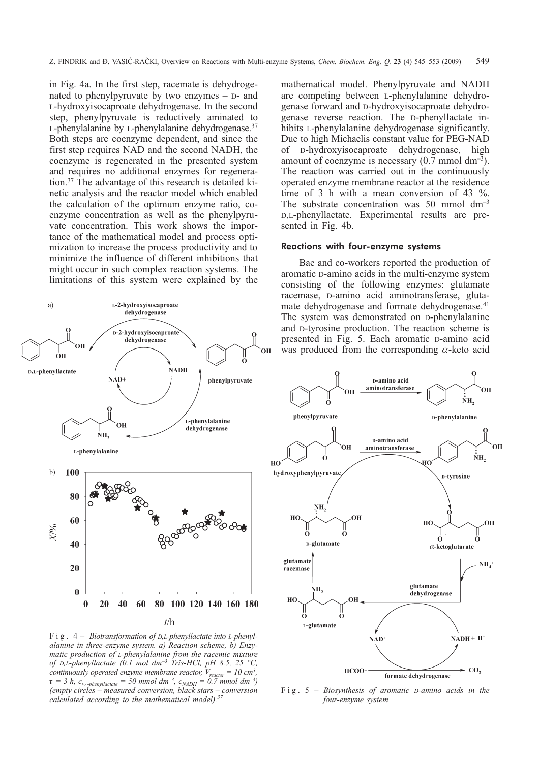in Fig. 4a. In the first step, racemate is dehydrogenated to phenylpyruvate by two enzymes – D- and L-hydroxyisocaproate dehydrogenase. In the second step, phenylpyruvate is reductively aminated to L-phenylalanine by L-phenylalanine dehydrogenase.[37] Both steps are coenzyme dependent, and since the first step requires NAD and the second NADH, the coenzyme is regenerated in the presented system and requires no additional enzymes for regeneration.[37] The advantage of this research is detailed kinetic analysis and the reactor model which enabled the calculation of the optimum enzyme ratio, coenzyme concentration as well as the phenylpyruvate concentration. This work shows the importance of the mathematical model and process optimization to increase the process productivity and to minimize the influence of different inhibitions that might occur in such complex reaction systems. The limitations of this system were explained by the mathematical model. Phenylpyruvate and NADH are competing between L-phenylalanine dehydrogenase forward and D-hydroxyisocaproate dehydrogenase reverse reaction. The D-phenyllactate inhibits L-phenylalanine dehydrogenase significantly. Due to high Michaelis constant value for PEG-NAD of D-hydroxyisocaproate dehydrogenase, high amount of coenzyme is necessary (0.7 mmol dm$^{-3}$). The reaction was carried out in the continuously operated enzyme membrane reactor at the residence time of 3 h with a mean conversion of 43 %. The substrate concentration was 50 mmol dm$^{-3}$ D,L-phenyllactate. Experimental results are presented in Fig. 4b.

Fig. 4 – *Biotransformation of D,L-phenyllactate into L-phenylalanine in three-enzyme system. a) Reaction scheme, b) Enzymatic production of L-phenylalanine from the racemic mixture of D,L-phenyllactate (0.1 mol dm$^{-3}$ Tris-HCl, pH 8.5, 25 °C, continuously operated enzyme membrane reactor, $V_{reactor}$ = 10 cm$^3$, $\tau$ = 3 h, $c_{D,L\text{-}phenyllactate}$ = 50 mmol dm$^{-3}$, $c_{NADH}$ = 0.7 mmol dm$^{-3}$) (empty circles – measured conversion, black stars – conversion calculated according to the mathematical model).[37]*

### Reactions with four-enzyme systems

Bae and co-workers reported the production of aromatic D-amino acids in the multi-enzyme system consisting of the following enzymes: glutamate racemase, D-amino acid aminotransferase, glutamate dehydrogenase and formate dehydrogenase.[41] The system was demonstrated on D-phenylalanine and D-tyrosine production. The reaction scheme is presented in Fig. 5. Each aromatic D-amino acid was produced from the corresponding $\alpha$-keto acid

Fig. 5 – *Biosynthesis of aromatic D-amino acids in the four-enzyme system*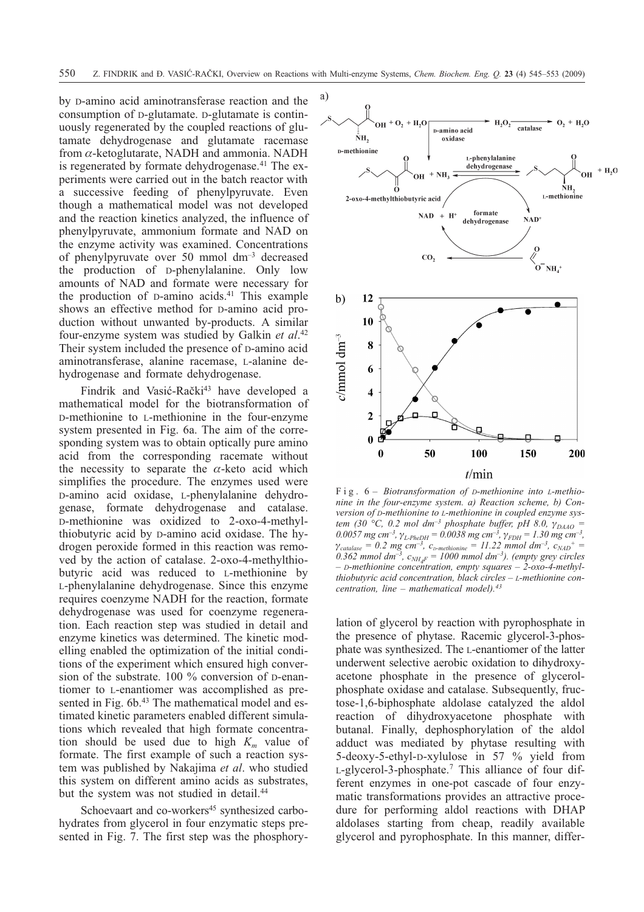by D-amino acid aminotransferase reaction and the consumption of D-glutamate. D-glutamate is continuously regenerated by the coupled reactions of glutamate dehydrogenase and glutamate racemase from $\alpha$-ketoglutarate, NADH and ammonia. NADH is regenerated by formate dehydrogenase.[41] The experiments were carried out in the batch reactor with a successive feeding of phenylpyruvate. Even though a mathematical model was not developed and the reaction kinetics analyzed, the influence of phenylpyruvate, ammonium formate and NAD on the enzyme activity was examined. Concentrations of phenylpyruvate over 50 mmol $dm^{-3}$ decreased the production of D-phenylalanine. Only low amounts of NAD and formate were necessary for the production of D-amino acids.[41] This example shows an effective method for D-amino acid production without unwanted by-products. A similar four-enzyme system was studied by Galkin *et al*.[42] Their system included the presence of D-amino acid aminotransferase, alanine racemase, L-alanine dehydrogenase and formate dehydrogenase.

Findrik and Vasić-Rački[43] have developed a mathematical model for the biotransformation of D-methionine to L-methionine in the four-enzyme system presented in Fig. 6a. The aim of the corresponding system was to obtain optically pure amino acid from the corresponding racemate without the necessity to separate the $\alpha$-keto acid which simplifies the procedure. The enzymes used were D-amino acid oxidase, L-phenylalanine dehydrogenase, formate dehydrogenase and catalase. D-methionine was oxidized to 2-oxo-4-methylthiobutyric acid by D-amino acid oxidase. The hydrogen peroxide formed in this reaction was removed by the action of catalase. 2-oxo-4-methylthiobutyric acid was reduced to L-methionine by L-phenylalanine dehydrogenase. Since this enzyme requires coenzyme NADH for the reaction, formate dehydrogenase was used for coenzyme regeneration. Each reaction step was studied in detail and enzyme kinetics was determined. The kinetic modelling enabled the optimization of the initial conditions of the experiment which ensured high conversion of the substrate. 100 % conversion of D-enantiomer to L-enantiomer was accomplished as presented in Fig. 6b.[43] The mathematical model and estimated kinetic parameters enabled different simulations which revealed that high formate concentration should be used due to high $K_m$ value of formate. The first example of such a reaction system was published by Nakajima *et al*. who studied this system on different amino acids as substrates, but the system was not studied in detail.[44]

Schoevaart and co-workers[45] synthesized carbohydrates from glycerol in four enzymatic steps presented in Fig. 7. The first step was the phosphorylation of glycerol by reaction with pyrophosphate in the presence of phytase. Racemic glycerol-3-phosphate was synthesized. The L-enantiomer of the latter underwent selective aerobic oxidation to dihydroxyacetone phosphate in the presence of glycerolphosphate oxidase and catalase. Subsequently, fructose-1,6-biphosphate aldolase catalyzed the aldol reaction of dihydroxyacetone phosphate with butanal. Finally, dephosphorylation of the aldol adduct was mediated by phytase resulting with 5-deoxy-5-ethyl-D-xylulose in 57 % yield from L-glycerol-3-phosphate.[7] This alliance of four different enzymes in one-pot cascade of four enzymatic transformations provides an attractive procedure for performing aldol reactions with DHAP aldolases starting from cheap, readily available glycerol and pyrophosphate. In this manner, differ-

Fig. 6 – *Biotransformation of D-methionine into L-methionine in the four-enzyme system. a) Reaction scheme, b) Conversion of D-methionine to L-methionine in coupled enzyme system (30 °C, 0.2 mol $dm^{-3}$ phosphate buffer, pH 8.0, $\gamma_{DAAO}$ = 0.0057 mg $cm^{-3}$, $\gamma_{L\text{-}PheDH}$ = 0.0038 mg $cm^{-3}$, $\gamma_{FDH}$ = 1.30 mg $cm^{-3}$, $\gamma_{catalase}$ = 0.2 mg $cm^{-3}$, $c_{D\text{-}methionine}$ = 11.22 mmol $dm^{-3}$, $c_{NAD^+}$ = 0.362 mmol $dm^{-3}$, $c_{NH_4F}$ = 1000 mmol $dm^{-3}$). (empty grey circles – D-methionine concentration, empty squares – 2-oxo-4-methylthiobutyric acid concentration, black circles – L-methionine concentration, line – mathematical model).*[43]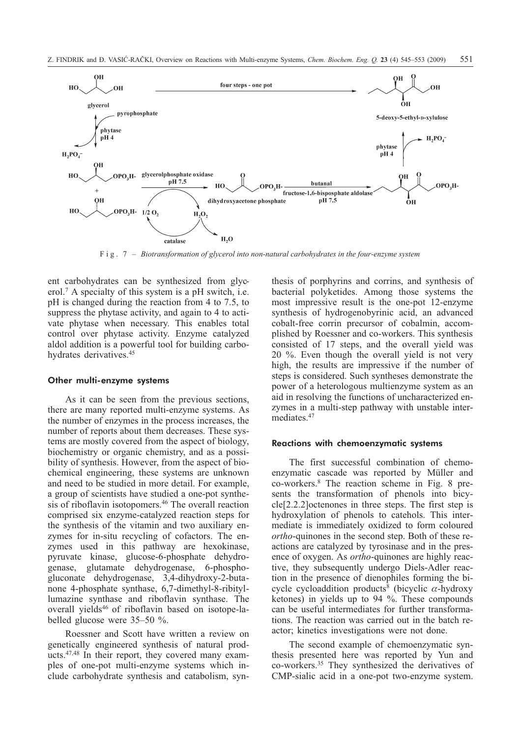Fig. 7 – *Biotransformation of glycerol into non-natural carbohydrates in the four-enzyme system*

ent carbohydrates can be synthesized from glycerol.[7] A specialty of this system is a pH switch, i.e. pH is changed during the reaction from 4 to 7.5, to suppress the phytase activity, and again to 4 to activate phytase when necessary. This enables total control over phytase activity. Enzyme catalyzed aldol addition is a powerful tool for building carbohydrates derivatives.[45]

### Other multi-enzyme systems

As it can be seen from the previous sections, there are many reported multi-enzyme systems. As the number of enzymes in the process increases, the number of reports about them decreases. These systems are mostly covered from the aspect of biology, biochemistry or organic chemistry, and as a possibility of synthesis. However, from the aspect of biochemical engineering, these systems are unknown and need to be studied in more detail. For example, a group of scientists have studied a one-pot synthesis of riboflavin isotopomers.[46] The overall reaction comprised six enzyme-catalyzed reaction steps for the synthesis of the vitamin and two auxiliary enzymes for in-situ recycling of cofactors. The enzymes used in this pathway are hexokinase, pyruvate kinase, glucose-6-phosphate dehydrogenase, glutamate dehydrogenase, 6-phosphogluconate dehydrogenase, 3,4-dihydroxy-2-butanone 4-phosphate synthase, 6,7-dimethyl-8-ribityllumazine synthase and riboflavin synthase. The overall yields[46] of riboflavin based on isotope-labelled glucose were 35–50 %.

Roessner and Scott have written a review on genetically engineered synthesis of natural products.[47,48] In their report, they covered many examples of one-pot multi-enzyme systems which include carbohydrate synthesis and catabolism, synthesis of porphyrins and corrins, and synthesis of bacterial polyketides. Among those systems the most impressive result is the one-pot 12-enzyme synthesis of hydrogenobyrinic acid, an advanced cobalt-free corrin precursor of cobalmin, accomplished by Roessner and co-workers. This synthesis consisted of 17 steps, and the overall yield was 20 %. Even though the overall yield is not very high, the results are impressive if the number of steps is considered. Such syntheses demonstrate the power of a heterologous multienzyme system as an aid in resolving the functions of uncharacterized enzymes in a multi-step pathway with unstable intermediates.[47]

### Reactions with chemoenzymatic systems

The first successful combination of chemoenzymatic cascade was reported by Müller and co-workers.[8] The reaction scheme in Fig. 8 presents the transformation of phenols into bicyclo[2.2.2]octenones in three steps. The first step is hydroxylation of phenols to catehols. This intermediate is immediately oxidized to form coloured *ortho*-quinones in the second step. Both of these reactions are catalyzed by tyrosinase and in the presence of oxygen. As *ortho*-quinones are highly reactive, they subsequently undergo Diels-Adler reaction in the presence of dienophiles forming the bicycle cycloaddition products[8] (bicyclic $\alpha$-hydroxy ketones) in yields up to 94 %. These compounds can be useful intermediates for further transformations. The reaction was carried out in the batch reactor; kinetics investigations were not done.

The second example of chemoenzymatic synthesis presented here was reported by Yun and co-workers.[35] They synthesized the derivatives of CMP-sialic acid in a one-pot two-enzyme system.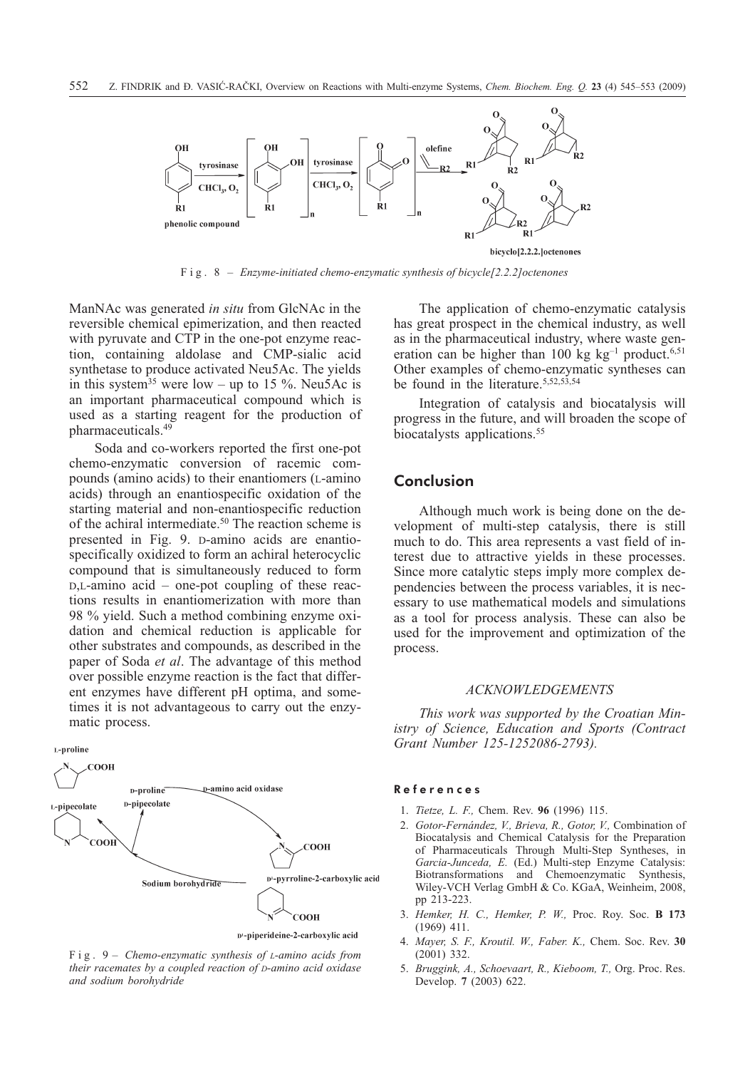F i g . 8 – *Enzyme-initiated chemo-enzymatic synthesis of bicycle[2.2.2]octenones*

ManNAc was generated *in situ* from GlcNAc in the reversible chemical epimerization, and then reacted with pyruvate and CTP in the one-pot enzyme reaction, containing aldolase and CMP-sialic acid synthetase to produce activated Neu5Ac. The yields in this system[35] were low – up to 15 %. Neu5Ac is an important pharmaceutical compound which is used as a starting reagent for the production of pharmaceuticals.[49]

Soda and co-workers reported the first one-pot chemo-enzymatic conversion of racemic compounds (amino acids) to their enantiomers (L-amino acids) through an enantiospecific oxidation of the starting material and non-enantiospecific reduction of the achiral intermediate.[50] The reaction scheme is presented in Fig. 9. D-amino acids are enantiospecifically oxidized to form an achiral heterocyclic compound that is simultaneously reduced to form D,L-amino acid – one-pot coupling of these reactions results in enantiomerization with more than 98 % yield. Such a method combining enzyme oxidation and chemical reduction is applicable for other substrates and compounds, as described in the paper of Soda *et al*. The advantage of this method over possible enzyme reaction is the fact that different enzymes have different pH optima, and sometimes it is not advantageous to carry out the enzymatic process.

F i g . 9 – *Chemo-enzymatic synthesis of L-amino acids from their racemates by a coupled reaction of D-amino acid oxidase and sodium borohydride*

The application of chemo-enzymatic catalysis has great prospect in the chemical industry, as well as in the pharmaceutical industry, where waste generation can be higher than 100 kg $kg^{-1}$ product.[6,51] Other examples of chemo-enzymatic syntheses can be found in the literature.[5,52,53,54]

Integration of catalysis and biocatalysis will progress in the future, and will broaden the scope of biocatalysts applications.[55]

## Conclusion

Although much work is being done on the development of multi-step catalysis, there is still much to do. This area represents a vast field of interest due to attractive yields in these processes. Since more catalytic steps imply more complex dependencies between the process variables, it is necessary to use mathematical models and simulations as a tool for process analysis. These can also be used for the improvement and optimization of the process.

### *ACKNOWLEDGEMENTS*

*This work was supported by the Croatian Ministry of Science, Education and Sports (Contract Grant Number 125-1252086-2793).*

### References

1. *Tietze, L. F.,* Chem. Rev. **96** (1996) 115.
2. *Gotor-Fernández, V., Brieva, R., Gotor, V.,* Combination of Biocatalysis and Chemical Catalysis for the Preparation of Pharmaceuticals Through Multi-Step Syntheses, in *Garcia-Junceda, E.* (Ed.) Multi-step Enzyme Catalysis: Biotransformations and Chemoenzymatic Synthesis, Wiley-VCH Verlag GmbH & Co. KGaA, Weinheim, 2008, pp 213-223.
3. *Hemker, H. C., Hemker, P. W.,* Proc. Roy. Soc. **B 173** (1969) 411.
4. *Mayer, S. F., Kroutil. W., Faber. K.,* Chem. Soc. Rev. **30** (2001) 332.
5. *Bruggink, A., Schoevaart, R., Kieboom, T.,* Org. Proc. Res. Develop. **7** (2003) 622.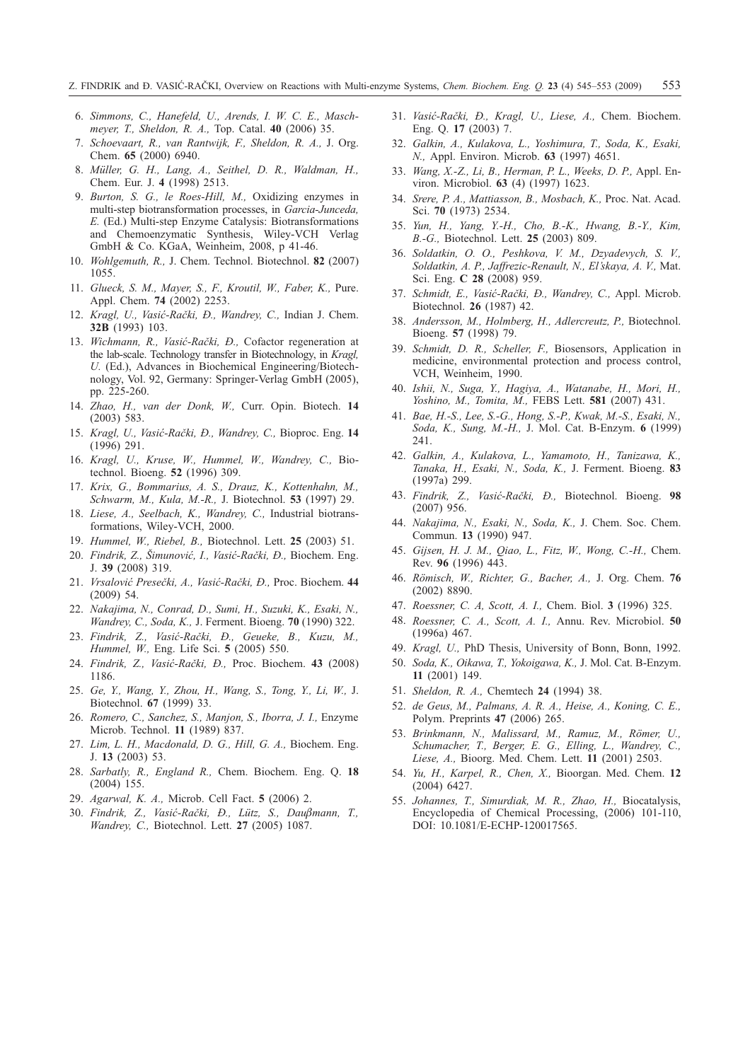6. *Simmons, C., Hanefeld, U., Arends, I. W. C. E., Maschmeyer, T., Sheldon, R. A.,* Top. Catal. **40** (2006) 35.
7. *Schoevaart, R., van Rantwijk, F., Sheldon, R. A.,* J. Org. Chem. **65** (2000) 6940.
8. *Müller, G. H., Lang, A., Seithel, D. R., Waldman, H.,* Chem. Eur. J. **4** (1998) 2513.
9. *Burton, S. G., le Roes-Hill, M.,* Oxidizing enzymes in multi-step biotransformation processes, in *Garcia-Junceda, E.* (Ed.) Multi-step Enzyme Catalysis: Biotransformations and Chemoenzymatic Synthesis, Wiley-VCH Verlag GmbH & Co. KGaA, Weinheim, 2008, p 41-46.
10. *Wohlgemuth, R.,* J. Chem. Technol. Biotechnol. **82** (2007) 1055.
11. *Glueck, S. M., Mayer, S., F., Kroutil, W., Faber, K.,* Pure. Appl. Chem. **74** (2002) 2253.
12. *Kragl, U., Vasić-Rački, Đ., Wandrey, C.,* Indian J. Chem. **32B** (1993) 103.
13. *Wichmann, R., Vasić-Rački, Đ.,* Cofactor regeneration at the lab-scale. Technology transfer in Biotechnology, in *Kragl, U.* (Ed.), Advances in Biochemical Engineering/Biotechnology, Vol. 92, Germany: Springer-Verlag GmbH (2005), pp. 225-260.
14. *Zhao, H., van der Donk, W.,* Curr. Opin. Biotech. **14** (2003) 583.
15. *Kragl, U., Vasić-Rački, Đ., Wandrey, C.,* Bioproc. Eng. **14** (1996) 291.
16. *Kragl, U., Kruse, W., Hummel, W., Wandrey, C.,* Biotechnol. Bioeng. **52** (1996) 309.
17. *Krix, G., Bommarius, A. S., Drauz, K., Kottenhahn, M., Schwarm, M., Kula, M.-R.,* J. Biotechnol. **53** (1997) 29.
18. *Liese, A., Seelbach, K., Wandrey, C.,* Industrial biotransformations, Wiley-VCH, 2000.
19. *Hummel, W., Riebel, B.,* Biotechnol. Lett. **25** (2003) 51.
20. *Findrik, Z., Šimunović, I., Vasić-Rački, Đ.,* Biochem. Eng. J. **39** (2008) 319.
21. *Vrsalović Presečki, A., Vasić-Rački, Đ.,* Proc. Biochem. **44** (2009) 54.
22. *Nakajima, N., Conrad, D., Sumi, H., Suzuki, K., Esaki, N., Wandrey, C., Soda, K.,* J. Ferment. Bioeng. **70** (1990) 322.
23. *Findrik, Z., Vasić-Rački, Đ., Geueke, B., Kuzu, M., Hummel, W.,* Eng. Life Sci. **5** (2005) 550.
24. *Findrik, Z., Vasić-Rački, Đ.,* Proc. Biochem. **43** (2008) 1186.
25. *Ge, Y., Wang, Y., Zhou, H., Wang, S., Tong, Y., Li, W.,* J. Biotechnol. **67** (1999) 33.
26. *Romero, C., Sanchez, S., Manjon, S., Iborra, J. I.,* Enzyme Microb. Technol. **11** (1989) 837.
27. *Lim, L. H., Macdonald, D. G., Hill, G. A.,* Biochem. Eng. J. **13** (2003) 53.
28. *Sarbatly, R., England R.,* Chem. Biochem. Eng. Q. **18** (2004) 155.
29. *Agarwal, K. A.,* Microb. Cell Fact. **5** (2006) 2.
30. *Findrik, Z., Vasić-Rački, Đ., Lütz, S., Dauβmann, T., Wandrey, C.,* Biotechnol. Lett. **27** (2005) 1087.
31. *Vasić-Rački, Đ., Kragl, U., Liese, A.,* Chem. Biochem. Eng. Q. **17** (2003) 7.
32. *Galkin, A., Kulakova, L., Yoshimura, T., Soda, K., Esaki, N.,* Appl. Environ. Microb. **63** (1997) 4651.
33. *Wang, X.-Z., Li, B., Herman, P. L., Weeks, D. P.,* Appl. Environ. Microbiol. **63** (4) (1997) 1623.
34. *Srere, P. A., Mattiasson, B., Mosbach, K.,* Proc. Nat. Acad. Sci. **70** (1973) 2534.
35. *Yun, H., Yang, Y.-H., Cho, B.-K., Hwang, B.-Y., Kim, B.-G.,* Biotechnol. Lett. **25** (2003) 809.
36. *Soldatkin, O. O., Peshkova, V. M., Dzyadevych, S. V., Soldatkin, A. P., Jaffrezic-Renault, N., El'skaya, A. V.,* Mat. Sci. Eng. **C 28** (2008) 959.
37. *Schmidt, E., Vasić-Rački, Đ., Wandrey, C.,* Appl. Microb. Biotechnol. **26** (1987) 42.
38. *Andersson, M., Holmberg, H., Adlercreutz, P.,* Biotechnol. Bioeng. **57** (1998) 79.
39. *Schmidt, D. R., Scheller, F.,* Biosensors, Application in medicine, environmental protection and process control, VCH, Weinheim, 1990.
40. *Ishii, N., Suga, Y., Hagiya, A., Watanabe, H., Mori, H., Yoshino, M., Tomita, M.,* FEBS Lett. **581** (2007) 431.
41. *Bae, H.-S., Lee, S.-G., Hong, S.-P., Kwak, M.-S., Esaki, N., Soda, K., Sung, M.-H.,* J. Mol. Cat. B-Enzym. **6** (1999) 241.
42. *Galkin, A., Kulakova, L., Yamamoto, H., Tanizawa, K., Tanaka, H., Esaki, N., Soda, K.,* J. Ferment. Bioeng. **83** (1997a) 299.
43. *Findrik, Z., Vasić-Rački, Đ.,* Biotechnol. Bioeng. **98** (2007) 956.
44. *Nakajima, N., Esaki, N., Soda, K.,* J. Chem. Soc. Chem. Commun. **13** (1990) 947.
45. *Gijsen, H. J. M., Qiao, L., Fitz, W., Wong, C.-H.,* Chem. Rev. **96** (1996) 443.
46. *Römisch, W., Richter, G., Bacher, A.,* J. Org. Chem. **76** (2002) 8890.
47. *Roessner, C. A, Scott, A. I.,* Chem. Biol. **3** (1996) 325.
48. *Roessner, C. A., Scott, A. I.,* Annu. Rev. Microbiol. **50** (1996a) 467.
49. *Kragl, U.,* PhD Thesis, University of Bonn, Bonn, 1992.
50. *Soda, K., Oikawa, T., Yokoigawa, K.,* J. Mol. Cat. B-Enzym. **11** (2001) 149.
51. *Sheldon, R. A.,* Chemtech **24** (1994) 38.
52. *de Geus, M., Palmans, A. R. A., Heise, A., Koning, C. E.,* Polym. Preprints **47** (2006) 265.
53. *Brinkmann, N., Malissard, M., Ramuz, M., Römer, U., Schumacher, T., Berger, E. G., Elling, L., Wandrey, C., Liese, A.,* Bioorg. Med. Chem. Lett. **11** (2001) 2503.
54. *Yu, H., Karpel, R., Chen, X.,* Bioorgan. Med. Chem. **12** (2004) 6427.
55. *Johannes, T., Simurdiak, M. R., Zhao, H.,* Biocatalysis, Encyclopedia of Chemical Processing, (2006) 101-110, DOI: 10.1081/E-ECHP-120017565.